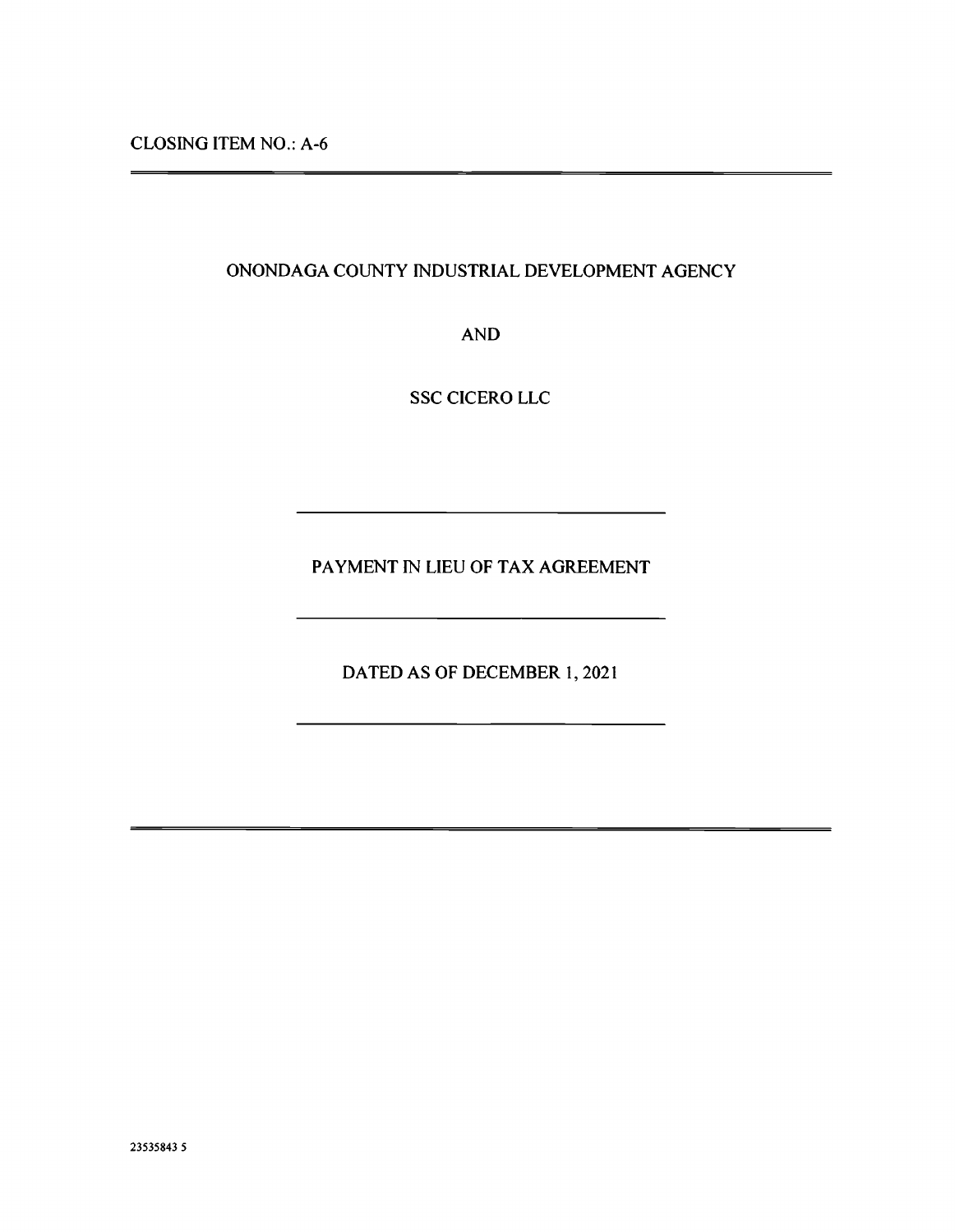CLOSING ITEM NO.: A-6

---

ONONDAGA COUNTY INDUSTRIAL DEVELOPMENT AGENCY

AND

SSC CICERO LLC

---

# PAYMENT IN LIEU OF TAX AGREEMENT

---

DATED AS OF DECEMBER 1, 2021

---

23535843 5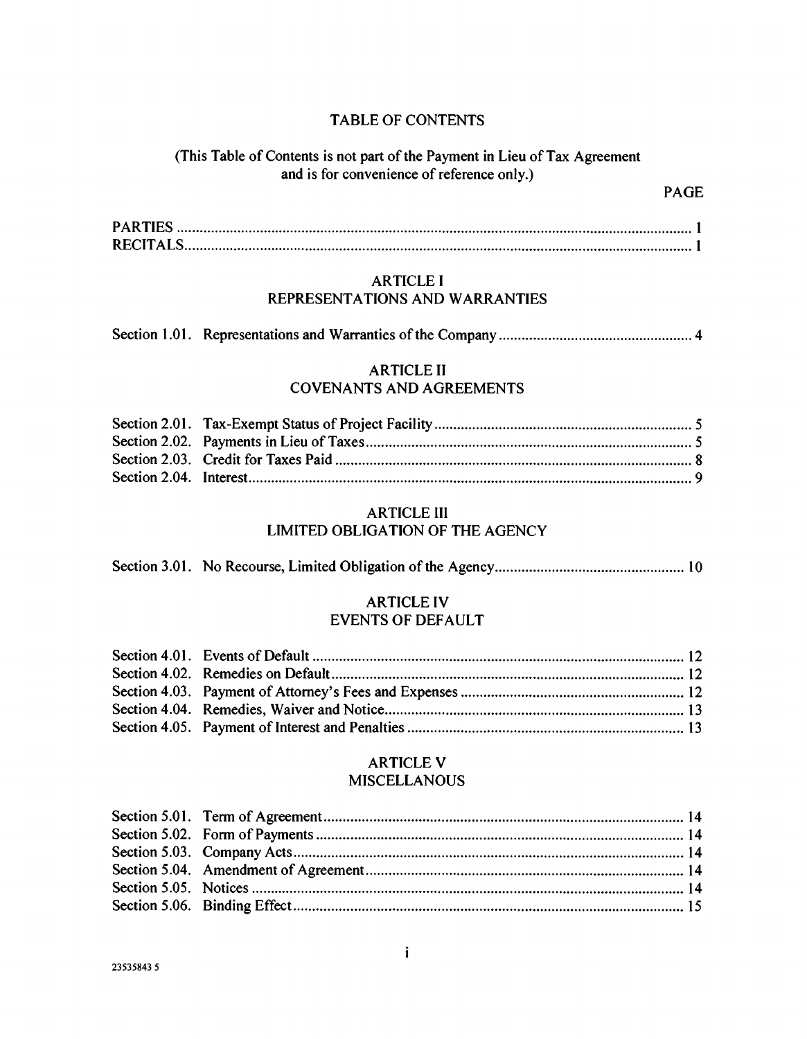# TABLE OF CONTENTS

(This Table of Contents is not part of the Payment in Lieu of Tax Agreement and is for convenience of reference only.)

| | | PAGE |
|---|---|---|
| PARTIES | | 1 |
| RECITALS | | 1 |

## ARTICLE I
## REPRESENTATIONS AND WARRANTIES

| | | |
|---|---|---|
| Section 1.01. | Representations and Warranties of the Company | 4 |

## ARTICLE II
## COVENANTS AND AGREEMENTS

| | | |
|---|---|---|
| Section 2.01. | Tax-Exempt Status of Project Facility | 5 |
| Section 2.02. | Payments in Lieu of Taxes | 5 |
| Section 2.03. | Credit for Taxes Paid | 8 |
| Section 2.04. | Interest | 9 |

## ARTICLE III
## LIMITED OBLIGATION OF THE AGENCY

| | | |
|---|---|---|
| Section 3.01. | No Recourse, Limited Obligation of the Agency | 10 |

## ARTICLE IV
## EVENTS OF DEFAULT

| | | |
|---|---|---|
| Section 4.01. | Events of Default | 12 |
| Section 4.02. | Remedies on Default | 12 |
| Section 4.03. | Payment of Attorney's Fees and Expenses | 12 |
| Section 4.04. | Remedies, Waiver and Notice | 13 |
| Section 4.05. | Payment of Interest and Penalties | 13 |

## ARTICLE V
## MISCELLANOUS

| | | |
|---|---|---|
| Section 5.01. | Term of Agreement | 14 |
| Section 5.02. | Form of Payments | 14 |
| Section 5.03. | Company Acts | 14 |
| Section 5.04. | Amendment of Agreement | 14 |
| Section 5.05. | Notices | 14 |
| Section 5.06. | Binding Effect | 15 |

23535843 5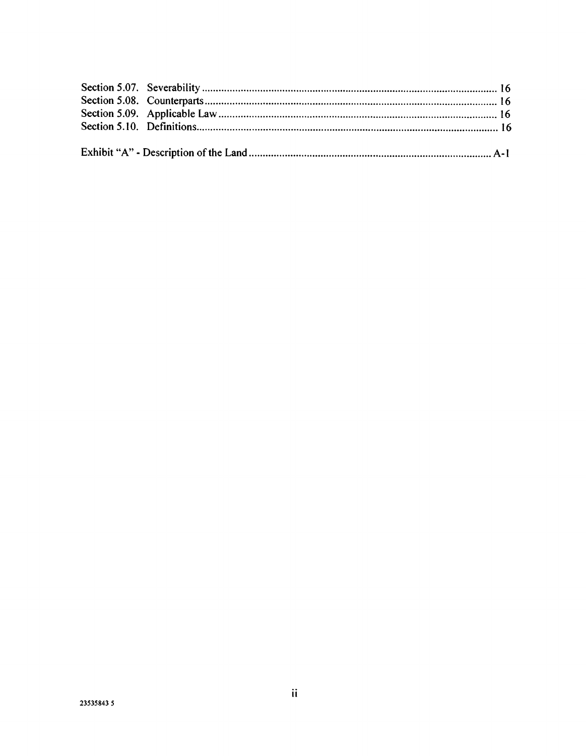Section 5.07. Severability ........................................................................................................... 16
Section 5.08. Counterparts ......................................................................................................... 16
Section 5.09. Applicable Law ..................................................................................................... 16
Section 5.10. Definitions ............................................................................................................. 16

Exhibit "A" - Description of the Land ........................................................................................ A-1

23535843 5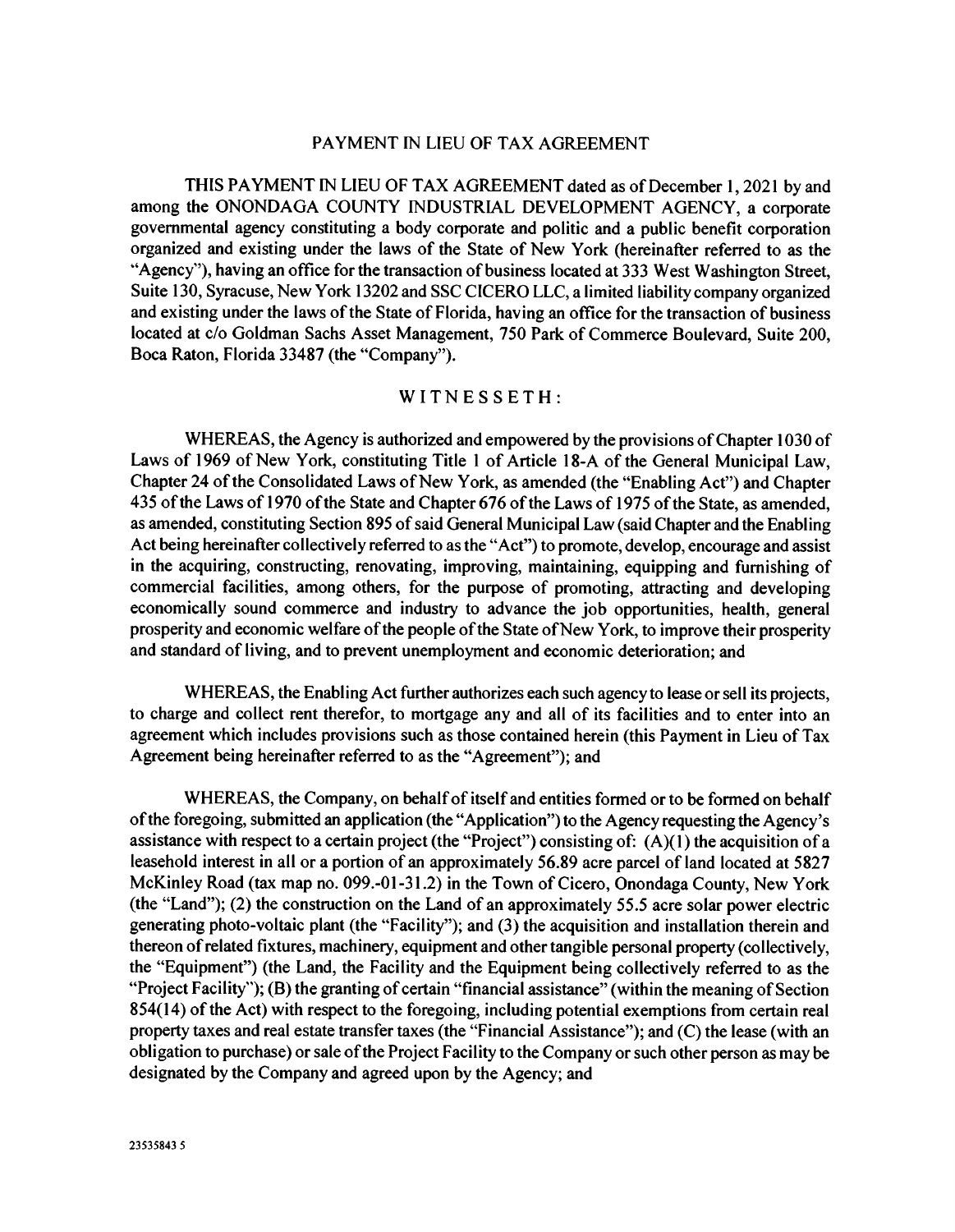# PAYMENT IN LIEU OF TAX AGREEMENT

THIS PAYMENT IN LIEU OF TAX AGREEMENT dated as of December 1, 2021 by and among the ONONDAGA COUNTY INDUSTRIAL DEVELOPMENT AGENCY, a corporate governmental agency constituting a body corporate and politic and a public benefit corporation organized and existing under the laws of the State of New York (hereinafter referred to as the "Agency"), having an office for the transaction of business located at 333 West Washington Street, Suite 130, Syracuse, New York 13202 and SSC CICERO LLC, a limited liability company organized and existing under the laws of the State of Florida, having an office for the transaction of business located at c/o Goldman Sachs Asset Management, 750 Park of Commerce Boulevard, Suite 200, Boca Raton, Florida 33487 (the "Company").

## WITNESSETH:

WHEREAS, the Agency is authorized and empowered by the provisions of Chapter 1030 of Laws of 1969 of New York, constituting Title 1 of Article 18-A of the General Municipal Law, Chapter 24 of the Consolidated Laws of New York, as amended (the "Enabling Act") and Chapter 435 of the Laws of 1970 of the State and Chapter 676 of the Laws of 1975 of the State, as amended, as amended, constituting Section 895 of said General Municipal Law (said Chapter and the Enabling Act being hereinafter collectively referred to as the "Act") to promote, develop, encourage and assist in the acquiring, constructing, renovating, improving, maintaining, equipping and furnishing of commercial facilities, among others, for the purpose of promoting, attracting and developing economically sound commerce and industry to advance the job opportunities, health, general prosperity and economic welfare of the people of the State of New York, to improve their prosperity and standard of living, and to prevent unemployment and economic deterioration; and

WHEREAS, the Enabling Act further authorizes each such agency to lease or sell its projects, to charge and collect rent therefor, to mortgage any and all of its facilities and to enter into an agreement which includes provisions such as those contained herein (this Payment in Lieu of Tax Agreement being hereinafter referred to as the "Agreement"); and

WHEREAS, the Company, on behalf of itself and entities formed or to be formed on behalf of the foregoing, submitted an application (the "Application") to the Agency requesting the Agency's assistance with respect to a certain project (the "Project") consisting of: (A)(1) the acquisition of a leasehold interest in all or a portion of an approximately 56.89 acre parcel of land located at 5827 McKinley Road (tax map no. 099.-01-31.2) in the Town of Cicero, Onondaga County, New York (the "Land"); (2) the construction on the Land of an approximately 55.5 acre solar power electric generating photo-voltaic plant (the "Facility"); and (3) the acquisition and installation therein and thereon of related fixtures, machinery, equipment and other tangible personal property (collectively, the "Equipment") (the Land, the Facility and the Equipment being collectively referred to as the "Project Facility"); (B) the granting of certain "financial assistance" (within the meaning of Section 854(14) of the Act) with respect to the foregoing, including potential exemptions from certain real property taxes and real estate transfer taxes (the "Financial Assistance"); and (C) the lease (with an obligation to purchase) or sale of the Project Facility to the Company or such other person as may be designated by the Company and agreed upon by the Agency; and

23535843 5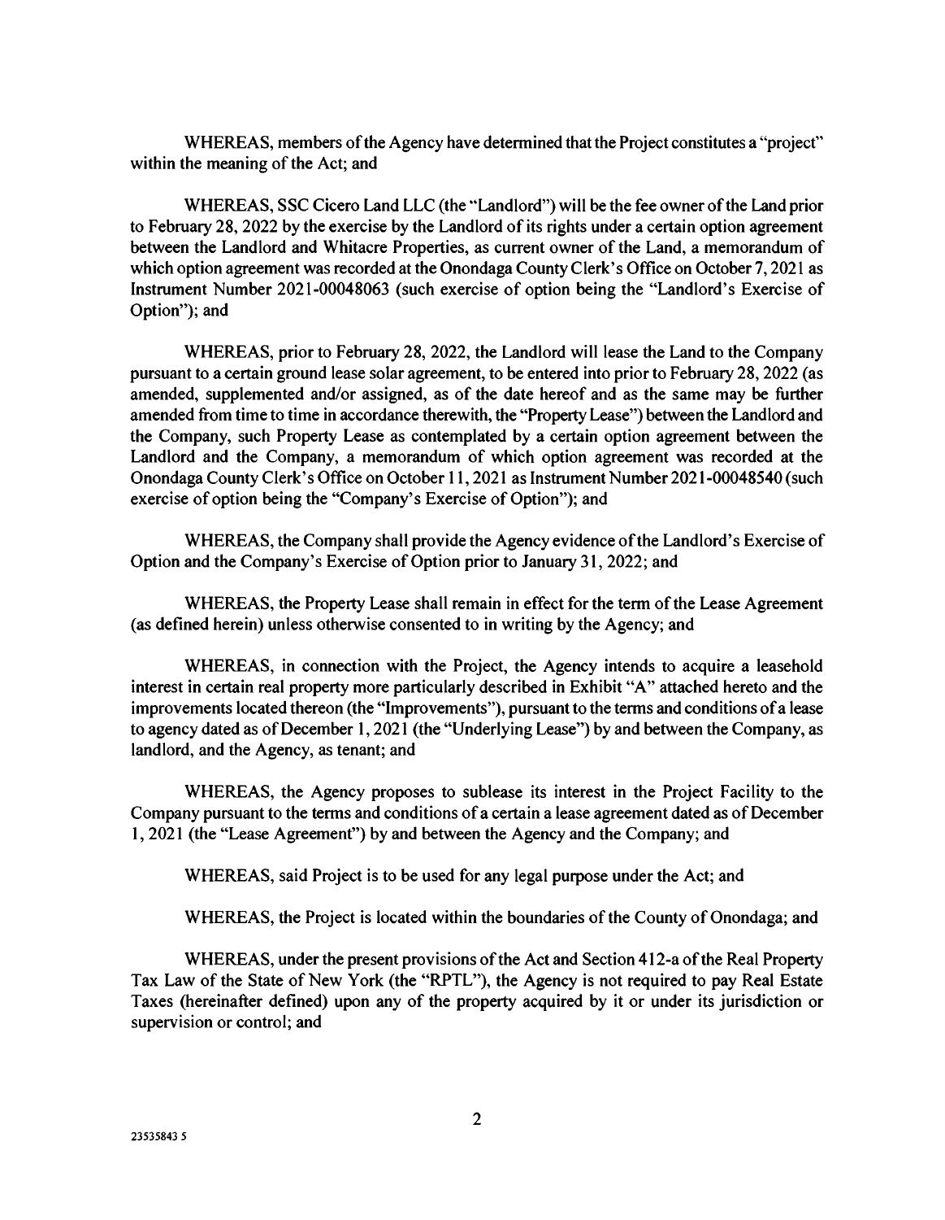WHEREAS, members of the Agency have determined that the Project constitutes a "project" within the meaning of the Act; and

WHEREAS, SSC Cicero Land LLC (the "Landlord") will be the fee owner of the Land prior to February 28, 2022 by the exercise by the Landlord of its rights under a certain option agreement between the Landlord and Whitacre Properties, as current owner of the Land, a memorandum of which option agreement was recorded at the Onondaga County Clerk's Office on October 7, 2021 as Instrument Number 2021-00048063 (such exercise of option being the "Landlord's Exercise of Option"); and

WHEREAS, prior to February 28, 2022, the Landlord will lease the Land to the Company pursuant to a certain ground lease solar agreement, to be entered into prior to February 28, 2022 (as amended, supplemented and/or assigned, as of the date hereof and as the same may be further amended from time to time in accordance therewith, the "Property Lease") between the Landlord and the Company, such Property Lease as contemplated by a certain option agreement between the Landlord and the Company, a memorandum of which option agreement was recorded at the Onondaga County Clerk's Office on October 11, 2021 as Instrument Number 2021-00048540 (such exercise of option being the "Company's Exercise of Option"); and

WHEREAS, the Company shall provide the Agency evidence of the Landlord's Exercise of Option and the Company's Exercise of Option prior to January 31, 2022; and

WHEREAS, the Property Lease shall remain in effect for the term of the Lease Agreement (as defined herein) unless otherwise consented to in writing by the Agency; and

WHEREAS, in connection with the Project, the Agency intends to acquire a leasehold interest in certain real property more particularly described in Exhibit "A" attached hereto and the improvements located thereon (the "Improvements"), pursuant to the terms and conditions of a lease to agency dated as of December 1, 2021 (the "Underlying Lease") by and between the Company, as landlord, and the Agency, as tenant; and

WHEREAS, the Agency proposes to sublease its interest in the Project Facility to the Company pursuant to the terms and conditions of a certain a lease agreement dated as of December 1, 2021 (the "Lease Agreement") by and between the Agency and the Company; and

WHEREAS, said Project is to be used for any legal purpose under the Act; and

WHEREAS, the Project is located within the boundaries of the County of Onondaga; and

WHEREAS, under the present provisions of the Act and Section 412-a of the Real Property Tax Law of the State of New York (the "RPTL"), the Agency is not required to pay Real Estate Taxes (hereinafter defined) upon any of the property acquired by it or under its jurisdiction or supervision or control; and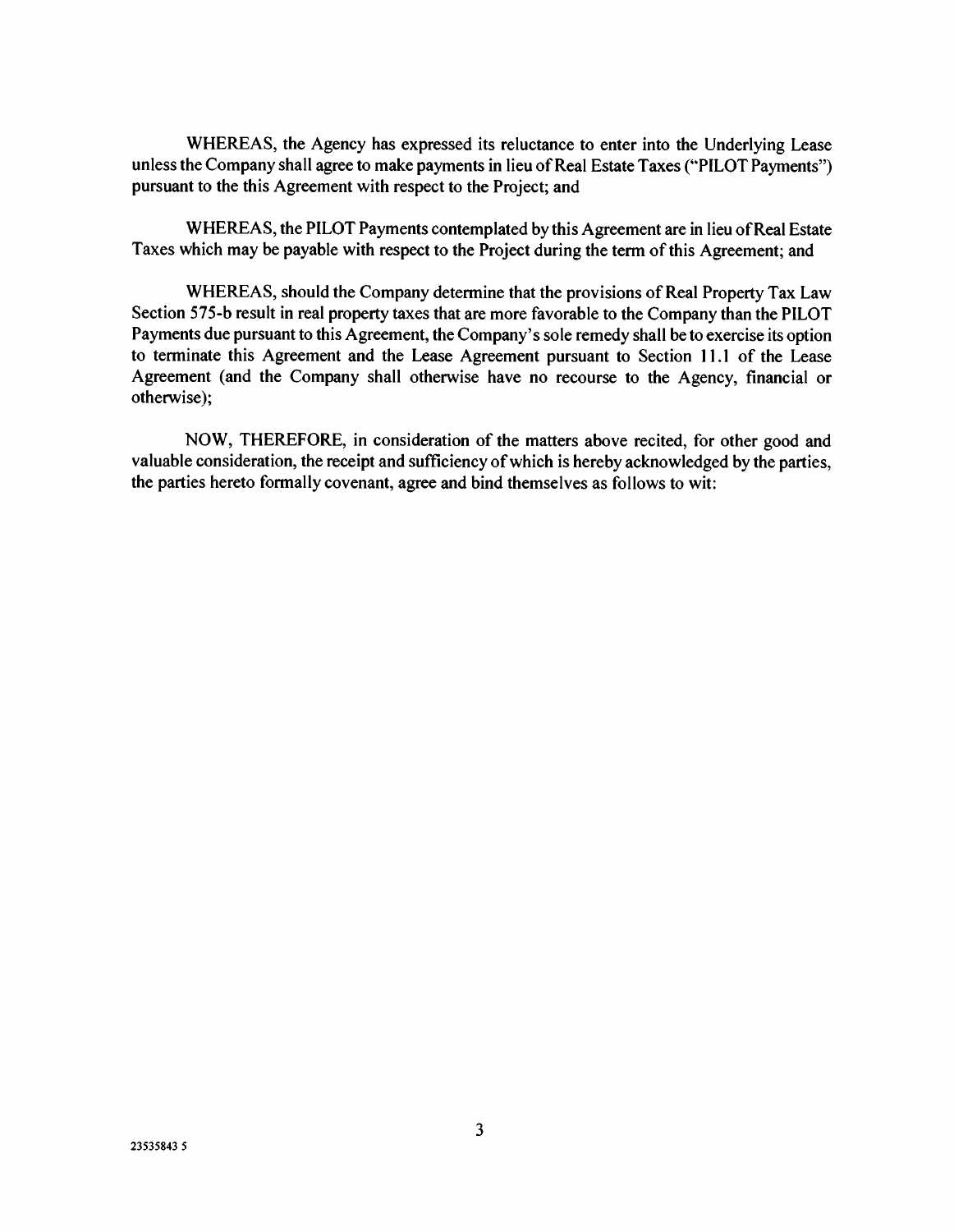WHEREAS, the Agency has expressed its reluctance to enter into the Underlying Lease unless the Company shall agree to make payments in lieu of Real Estate Taxes ("PILOT Payments") pursuant to the this Agreement with respect to the Project; and

WHEREAS, the PILOT Payments contemplated by this Agreement are in lieu of Real Estate Taxes which may be payable with respect to the Project during the term of this Agreement; and

WHEREAS, should the Company determine that the provisions of Real Property Tax Law Section 575-b result in real property taxes that are more favorable to the Company than the PILOT Payments due pursuant to this Agreement, the Company's sole remedy shall be to exercise its option to terminate this Agreement and the Lease Agreement pursuant to Section 11.1 of the Lease Agreement (and the Company shall otherwise have no recourse to the Agency, financial or otherwise);

NOW, THEREFORE, in consideration of the matters above recited, for other good and valuable consideration, the receipt and sufficiency of which is hereby acknowledged by the parties, the parties hereto formally covenant, agree and bind themselves as follows to wit: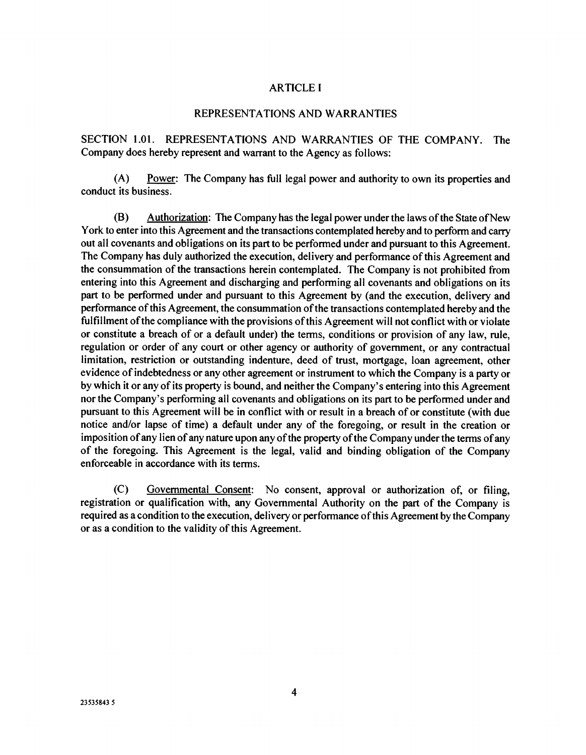# ARTICLE I

## REPRESENTATIONS AND WARRANTIES

SECTION 1.01. REPRESENTATIONS AND WARRANTIES OF THE COMPANY. The Company does hereby represent and warrant to the Agency as follows:

(A) Power: The Company has full legal power and authority to own its properties and conduct its business.

(B) Authorization: The Company has the legal power under the laws of the State of New York to enter into this Agreement and the transactions contemplated hereby and to perform and carry out all covenants and obligations on its part to be performed under and pursuant to this Agreement. The Company has duly authorized the execution, delivery and performance of this Agreement and the consummation of the transactions herein contemplated. The Company is not prohibited from entering into this Agreement and discharging and performing all covenants and obligations on its part to be performed under and pursuant to this Agreement by (and the execution, delivery and performance of this Agreement, the consummation of the transactions contemplated hereby and the fulfillment of the compliance with the provisions of this Agreement will not conflict with or violate or constitute a breach of or a default under) the terms, conditions or provision of any law, rule, regulation or order of any court or other agency or authority of government, or any contractual limitation, restriction or outstanding indenture, deed of trust, mortgage, loan agreement, other evidence of indebtedness or any other agreement or instrument to which the Company is a party or by which it or any of its property is bound, and neither the Company's entering into this Agreement nor the Company's performing all covenants and obligations on its part to be performed under and pursuant to this Agreement will be in conflict with or result in a breach of or constitute (with due notice and/or lapse of time) a default under any of the foregoing, or result in the creation or imposition of any lien of any nature upon any of the property of the Company under the terms of any of the foregoing. This Agreement is the legal, valid and binding obligation of the Company enforceable in accordance with its terms.

(C) Governmental Consent: No consent, approval or authorization of, or filing, registration or qualification with, any Governmental Authority on the part of the Company is required as a condition to the execution, delivery or performance of this Agreement by the Company or as a condition to the validity of this Agreement.

23535843 5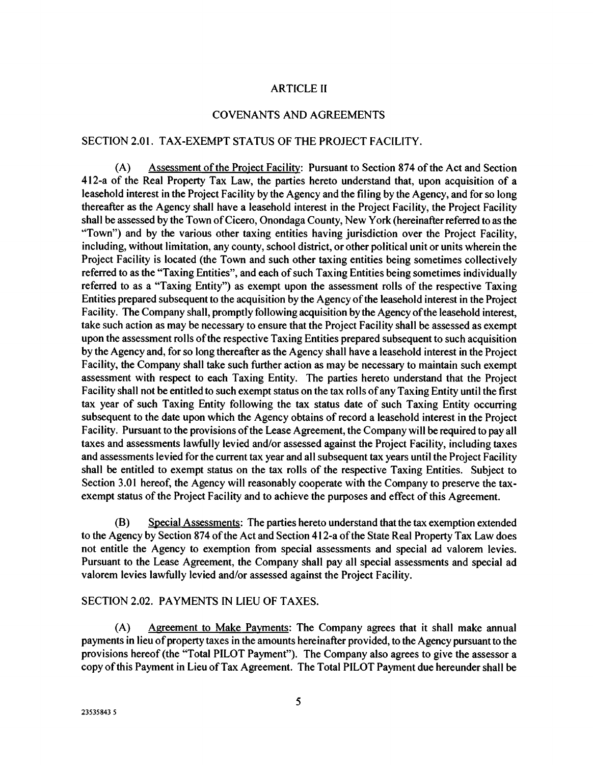## ARTICLE II

## COVENANTS AND AGREEMENTS

### SECTION 2.01. TAX-EXEMPT STATUS OF THE PROJECT FACILITY.

(A) Assessment of the Project Facility: Pursuant to Section 874 of the Act and Section 412-a of the Real Property Tax Law, the parties hereto understand that, upon acquisition of a leasehold interest in the Project Facility by the Agency and the filing by the Agency, and for so long thereafter as the Agency shall have a leasehold interest in the Project Facility, the Project Facility shall be assessed by the Town of Cicero, Onondaga County, New York (hereinafter referred to as the "Town") and by the various other taxing entities having jurisdiction over the Project Facility, including, without limitation, any county, school district, or other political unit or units wherein the Project Facility is located (the Town and such other taxing entities being sometimes collectively referred to as the "Taxing Entities", and each of such Taxing Entities being sometimes individually referred to as a "Taxing Entity") as exempt upon the assessment rolls of the respective Taxing Entities prepared subsequent to the acquisition by the Agency of the leasehold interest in the Project Facility. The Company shall, promptly following acquisition by the Agency of the leasehold interest, take such action as may be necessary to ensure that the Project Facility shall be assessed as exempt upon the assessment rolls of the respective Taxing Entities prepared subsequent to such acquisition by the Agency and, for so long thereafter as the Agency shall have a leasehold interest in the Project Facility, the Company shall take such further action as may be necessary to maintain such exempt assessment with respect to each Taxing Entity. The parties hereto understand that the Project Facility shall not be entitled to such exempt status on the tax rolls of any Taxing Entity until the first tax year of such Taxing Entity following the tax status date of such Taxing Entity occurring subsequent to the date upon which the Agency obtains of record a leasehold interest in the Project Facility. Pursuant to the provisions of the Lease Agreement, the Company will be required to pay all taxes and assessments lawfully levied and/or assessed against the Project Facility, including taxes and assessments levied for the current tax year and all subsequent tax years until the Project Facility shall be entitled to exempt status on the tax rolls of the respective Taxing Entities. Subject to Section 3.01 hereof, the Agency will reasonably cooperate with the Company to preserve the tax-exempt status of the Project Facility and to achieve the purposes and effect of this Agreement.

(B) Special Assessments: The parties hereto understand that the tax exemption extended to the Agency by Section 874 of the Act and Section 412-a of the State Real Property Tax Law does not entitle the Agency to exemption from special assessments and special ad valorem levies. Pursuant to the Lease Agreement, the Company shall pay all special assessments and special ad valorem levies lawfully levied and/or assessed against the Project Facility.

### SECTION 2.02. PAYMENTS IN LIEU OF TAXES.

(A) Agreement to Make Payments: The Company agrees that it shall make annual payments in lieu of property taxes in the amounts hereinafter provided, to the Agency pursuant to the provisions hereof (the "Total PILOT Payment"). The Company also agrees to give the assessor a copy of this Payment in Lieu of Tax Agreement. The Total PILOT Payment due hereunder shall be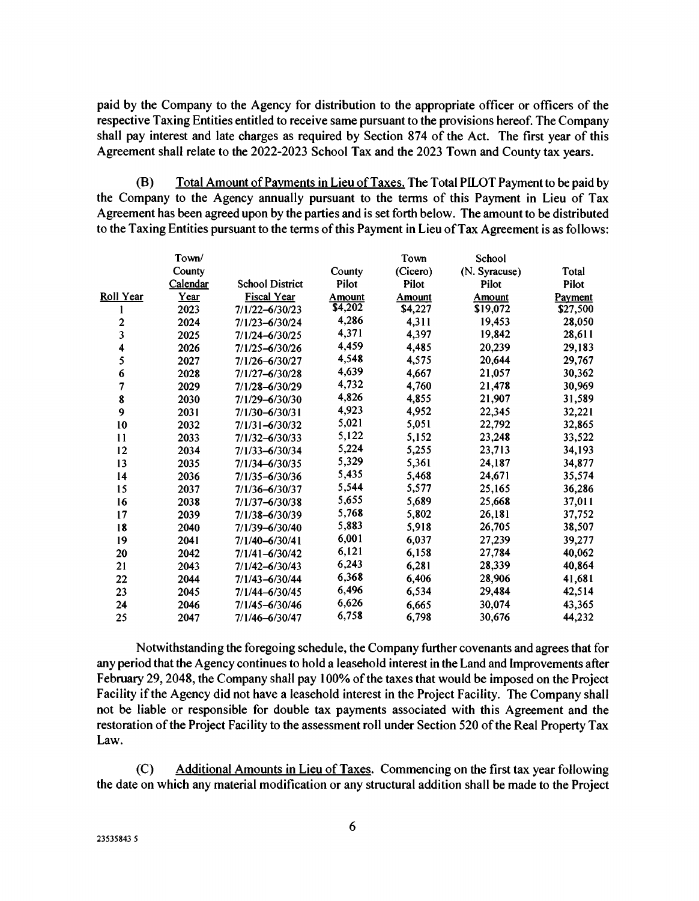paid by the Company to the Agency for distribution to the appropriate officer or officers of the respective Taxing Entities entitled to receive same pursuant to the provisions hereof. The Company shall pay interest and late charges as required by Section 874 of the Act. The first year of this Agreement shall relate to the 2022-2023 School Tax and the 2023 Town and County tax years.

(B) Total Amount of Payments in Lieu of Taxes. The Total PILOT Payment to be paid by the Company to the Agency annually pursuant to the terms of this Payment in Lieu of Tax Agreement has been agreed upon by the parties and is set forth below. The amount to be distributed to the Taxing Entities pursuant to the terms of this Payment in Lieu of Tax Agreement is as follows:

| Roll Year | Town/ County Calendar Year | School District Fiscal Year | County Pilot Amount | Town (Cicero) Pilot Amount | School (N. Syracuse) Pilot Amount | Total Pilot Payment |
|---|---|---|---|---|---|---|
| 1 | 2023 | 7/1/22–6/30/23 | $4,202 | $4,227 | $19,072 | $27,500 |
| 2 | 2024 | 7/1/23–6/30/24 | 4,286 | 4,311 | 19,453 | 28,050 |
| 3 | 2025 | 7/1/24–6/30/25 | 4,371 | 4,397 | 19,842 | 28,611 |
| 4 | 2026 | 7/1/25–6/30/26 | 4,459 | 4,485 | 20,239 | 29,183 |
| 5 | 2027 | 7/1/26–6/30/27 | 4,548 | 4,575 | 20,644 | 29,767 |
| 6 | 2028 | 7/1/27–6/30/28 | 4,639 | 4,667 | 21,057 | 30,362 |
| 7 | 2029 | 7/1/28–6/30/29 | 4,732 | 4,760 | 21,478 | 30,969 |
| 8 | 2030 | 7/1/29–6/30/30 | 4,826 | 4,855 | 21,907 | 31,589 |
| 9 | 2031 | 7/1/30–6/30/31 | 4,923 | 4,952 | 22,345 | 32,221 |
| 10 | 2032 | 7/1/31–6/30/32 | 5,021 | 5,051 | 22,792 | 32,865 |
| 11 | 2033 | 7/1/32–6/30/33 | 5,122 | 5,152 | 23,248 | 33,522 |
| 12 | 2034 | 7/1/33–6/30/34 | 5,224 | 5,255 | 23,713 | 34,193 |
| 13 | 2035 | 7/1/34–6/30/35 | 5,329 | 5,361 | 24,187 | 34,877 |
| 14 | 2036 | 7/1/35–6/30/36 | 5,435 | 5,468 | 24,671 | 35,574 |
| 15 | 2037 | 7/1/36–6/30/37 | 5,544 | 5,577 | 25,165 | 36,286 |
| 16 | 2038 | 7/1/37–6/30/38 | 5,655 | 5,689 | 25,668 | 37,011 |
| 17 | 2039 | 7/1/38–6/30/39 | 5,768 | 5,802 | 26,181 | 37,752 |
| 18 | 2040 | 7/1/39–6/30/40 | 5,883 | 5,918 | 26,705 | 38,507 |
| 19 | 2041 | 7/1/40–6/30/41 | 6,001 | 6,037 | 27,239 | 39,277 |
| 20 | 2042 | 7/1/41–6/30/42 | 6,121 | 6,158 | 27,784 | 40,062 |
| 21 | 2043 | 7/1/42–6/30/43 | 6,243 | 6,281 | 28,339 | 40,864 |
| 22 | 2044 | 7/1/43–6/30/44 | 6,368 | 6,406 | 28,906 | 41,681 |
| 23 | 2045 | 7/1/44–6/30/45 | 6,496 | 6,534 | 29,484 | 42,514 |
| 24 | 2046 | 7/1/45–6/30/46 | 6,626 | 6,665 | 30,074 | 43,365 |
| 25 | 2047 | 7/1/46–6/30/47 | 6,758 | 6,798 | 30,676 | 44,232 |

Notwithstanding the foregoing schedule, the Company further covenants and agrees that for any period that the Agency continues to hold a leasehold interest in the Land and Improvements after February 29, 2048, the Company shall pay 100% of the taxes that would be imposed on the Project Facility if the Agency did not have a leasehold interest in the Project Facility. The Company shall not be liable or responsible for double tax payments associated with this Agreement and the restoration of the Project Facility to the assessment roll under Section 520 of the Real Property Tax Law.

(C) Additional Amounts in Lieu of Taxes. Commencing on the first tax year following the date on which any material modification or any structural addition shall be made to the Project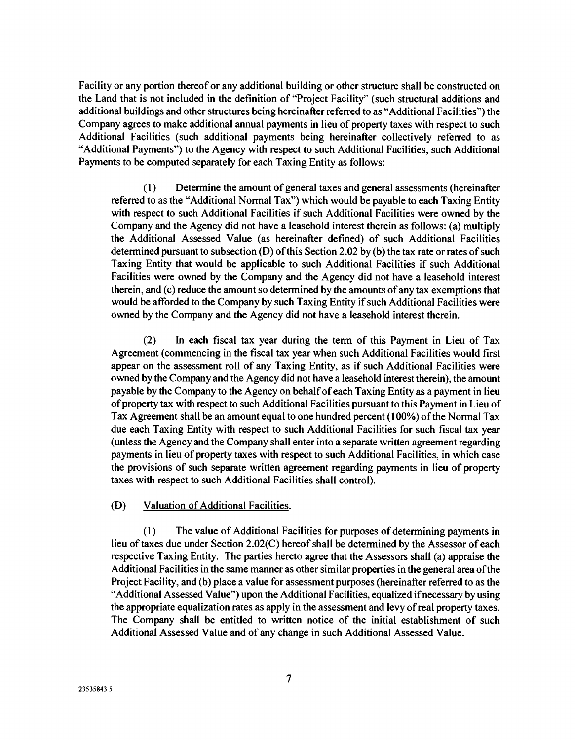Facility or any portion thereof or any additional building or other structure shall be constructed on the Land that is not included in the definition of "Project Facility" (such structural additions and additional buildings and other structures being hereinafter referred to as "Additional Facilities") the Company agrees to make additional annual payments in lieu of property taxes with respect to such Additional Facilities (such additional payments being hereinafter collectively referred to as "Additional Payments") to the Agency with respect to such Additional Facilities, such Additional Payments to be computed separately for each Taxing Entity as follows:

(1) Determine the amount of general taxes and general assessments (hereinafter referred to as the "Additional Normal Tax") which would be payable to each Taxing Entity with respect to such Additional Facilities if such Additional Facilities were owned by the Company and the Agency did not have a leasehold interest therein as follows: (a) multiply the Additional Assessed Value (as hereinafter defined) of such Additional Facilities determined pursuant to subsection (D) of this Section 2.02 by (b) the tax rate or rates of such Taxing Entity that would be applicable to such Additional Facilities if such Additional Facilities were owned by the Company and the Agency did not have a leasehold interest therein, and (c) reduce the amount so determined by the amounts of any tax exemptions that would be afforded to the Company by such Taxing Entity if such Additional Facilities were owned by the Company and the Agency did not have a leasehold interest therein.

(2) In each fiscal tax year during the term of this Payment in Lieu of Tax Agreement (commencing in the fiscal tax year when such Additional Facilities would first appear on the assessment roll of any Taxing Entity, as if such Additional Facilities were owned by the Company and the Agency did not have a leasehold interest therein), the amount payable by the Company to the Agency on behalf of each Taxing Entity as a payment in lieu of property tax with respect to such Additional Facilities pursuant to this Payment in Lieu of Tax Agreement shall be an amount equal to one hundred percent (100%) of the Normal Tax due each Taxing Entity with respect to such Additional Facilities for such fiscal tax year (unless the Agency and the Company shall enter into a separate written agreement regarding payments in lieu of property taxes with respect to such Additional Facilities, in which case the provisions of such separate written agreement regarding payments in lieu of property taxes with respect to such Additional Facilities shall control).

(D) Valuation of Additional Facilities.

(1) The value of Additional Facilities for purposes of determining payments in lieu of taxes due under Section 2.02(C) hereof shall be determined by the Assessor of each respective Taxing Entity. The parties hereto agree that the Assessors shall (a) appraise the Additional Facilities in the same manner as other similar properties in the general area of the Project Facility, and (b) place a value for assessment purposes (hereinafter referred to as the "Additional Assessed Value") upon the Additional Facilities, equalized if necessary by using the appropriate equalization rates as apply in the assessment and levy of real property taxes. The Company shall be entitled to written notice of the initial establishment of such Additional Assessed Value and of any change in such Additional Assessed Value.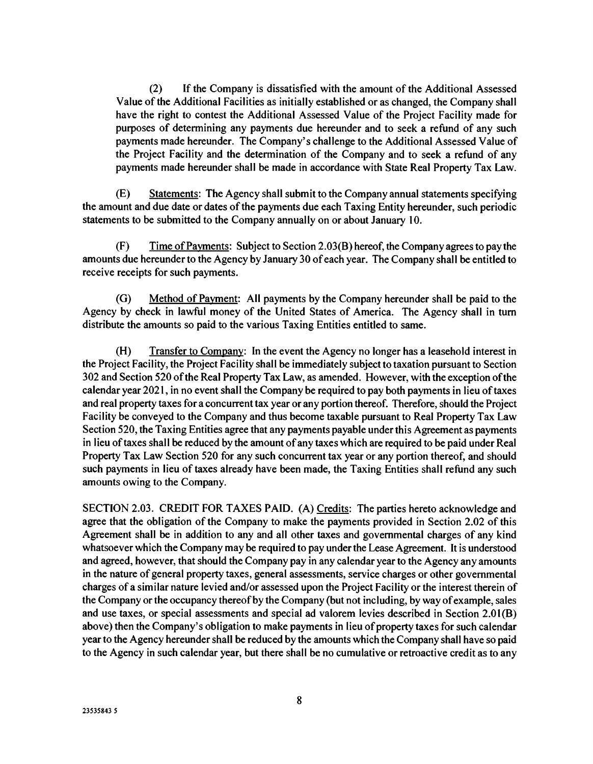(2) If the Company is dissatisfied with the amount of the Additional Assessed Value of the Additional Facilities as initially established or as changed, the Company shall have the right to contest the Additional Assessed Value of the Project Facility made for purposes of determining any payments due hereunder and to seek a refund of any such payments made hereunder. The Company's challenge to the Additional Assessed Value of the Project Facility and the determination of the Company and to seek a refund of any payments made hereunder shall be made in accordance with State Real Property Tax Law.

(E) Statements: The Agency shall submit to the Company annual statements specifying the amount and due date or dates of the payments due each Taxing Entity hereunder, such periodic statements to be submitted to the Company annually on or about January 10.

(F) Time of Payments: Subject to Section 2.03(B) hereof, the Company agrees to pay the amounts due hereunder to the Agency by January 30 of each year. The Company shall be entitled to receive receipts for such payments.

(G) Method of Payment: All payments by the Company hereunder shall be paid to the Agency by check in lawful money of the United States of America. The Agency shall in turn distribute the amounts so paid to the various Taxing Entities entitled to same.

(H) Transfer to Company: In the event the Agency no longer has a leasehold interest in the Project Facility, the Project Facility shall be immediately subject to taxation pursuant to Section 302 and Section 520 of the Real Property Tax Law, as amended. However, with the exception of the calendar year 2021, in no event shall the Company be required to pay both payments in lieu of taxes and real property taxes for a concurrent tax year or any portion thereof. Therefore, should the Project Facility be conveyed to the Company and thus become taxable pursuant to Real Property Tax Law Section 520, the Taxing Entities agree that any payments payable under this Agreement as payments in lieu of taxes shall be reduced by the amount of any taxes which are required to be paid under Real Property Tax Law Section 520 for any such concurrent tax year or any portion thereof, and should such payments in lieu of taxes already have been made, the Taxing Entities shall refund any such amounts owing to the Company.

SECTION 2.03. CREDIT FOR TAXES PAID. (A) Credits: The parties hereto acknowledge and agree that the obligation of the Company to make the payments provided in Section 2.02 of this Agreement shall be in addition to any and all other taxes and governmental charges of any kind whatsoever which the Company may be required to pay under the Lease Agreement. It is understood and agreed, however, that should the Company pay in any calendar year to the Agency any amounts in the nature of general property taxes, general assessments, service charges or other governmental charges of a similar nature levied and/or assessed upon the Project Facility or the interest therein of the Company or the occupancy thereof by the Company (but not including, by way of example, sales and use taxes, or special assessments and special ad valorem levies described in Section 2.01(B) above) then the Company's obligation to make payments in lieu of property taxes for such calendar year to the Agency hereunder shall be reduced by the amounts which the Company shall have so paid to the Agency in such calendar year, but there shall be no cumulative or retroactive credit as to any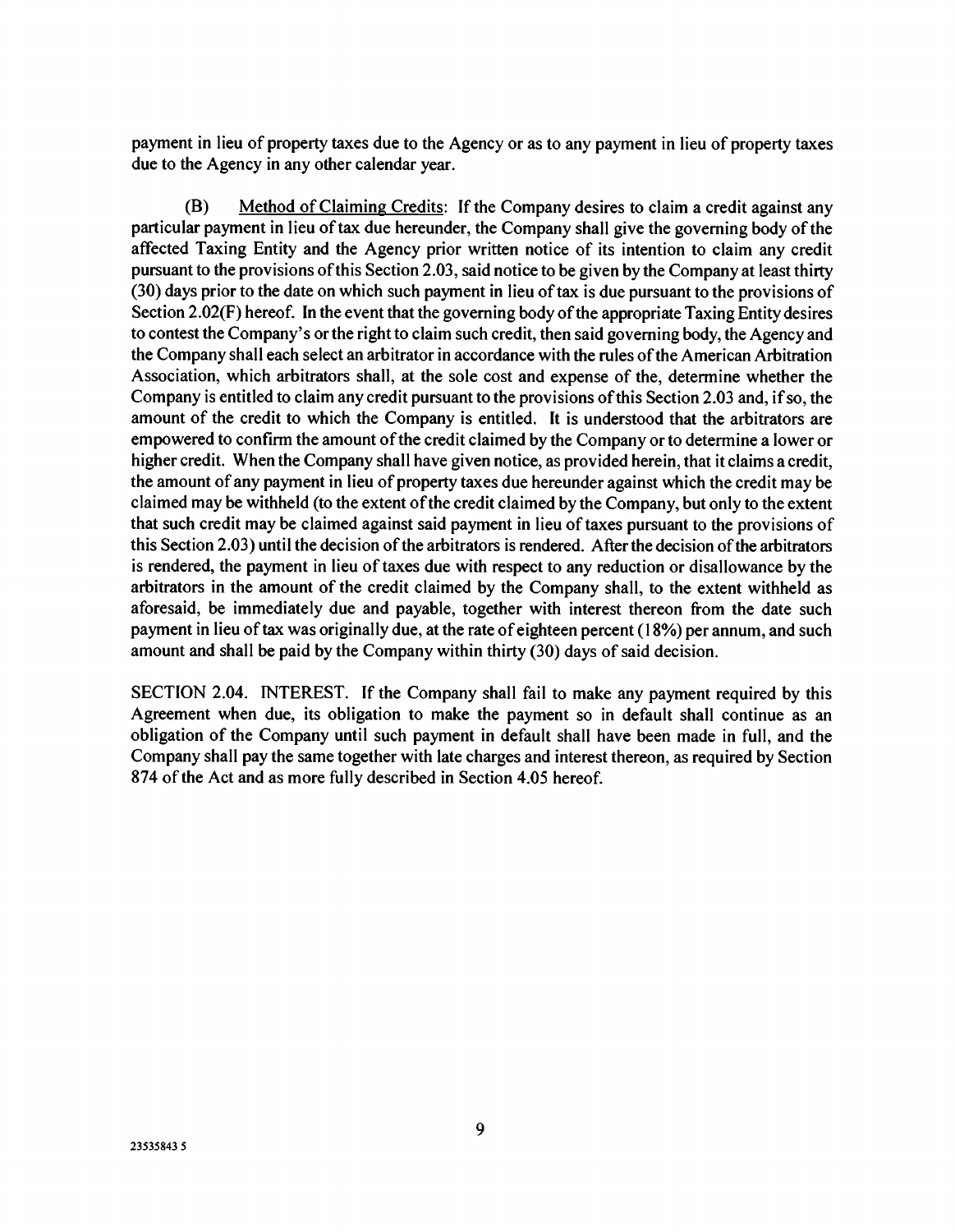payment in lieu of property taxes due to the Agency or as to any payment in lieu of property taxes due to the Agency in any other calendar year.

(B) Method of Claiming Credits: If the Company desires to claim a credit against any particular payment in lieu of tax due hereunder, the Company shall give the governing body of the affected Taxing Entity and the Agency prior written notice of its intention to claim any credit pursuant to the provisions of this Section 2.03, said notice to be given by the Company at least thirty (30) days prior to the date on which such payment in lieu of tax is due pursuant to the provisions of Section 2.02(F) hereof. In the event that the governing body of the appropriate Taxing Entity desires to contest the Company's or the right to claim such credit, then said governing body, the Agency and the Company shall each select an arbitrator in accordance with the rules of the American Arbitration Association, which arbitrators shall, at the sole cost and expense of the, determine whether the Company is entitled to claim any credit pursuant to the provisions of this Section 2.03 and, if so, the amount of the credit to which the Company is entitled. It is understood that the arbitrators are empowered to confirm the amount of the credit claimed by the Company or to determine a lower or higher credit. When the Company shall have given notice, as provided herein, that it claims a credit, the amount of any payment in lieu of property taxes due hereunder against which the credit may be claimed may be withheld (to the extent of the credit claimed by the Company, but only to the extent that such credit may be claimed against said payment in lieu of taxes pursuant to the provisions of this Section 2.03) until the decision of the arbitrators is rendered. After the decision of the arbitrators is rendered, the payment in lieu of taxes due with respect to any reduction or disallowance by the arbitrators in the amount of the credit claimed by the Company shall, to the extent withheld as aforesaid, be immediately due and payable, together with interest thereon from the date such payment in lieu of tax was originally due, at the rate of eighteen percent (18%) per annum, and such amount and shall be paid by the Company within thirty (30) days of said decision.

SECTION 2.04. INTEREST. If the Company shall fail to make any payment required by this Agreement when due, its obligation to make the payment so in default shall continue as an obligation of the Company until such payment in default shall have been made in full, and the Company shall pay the same together with late charges and interest thereon, as required by Section 874 of the Act and as more fully described in Section 4.05 hereof.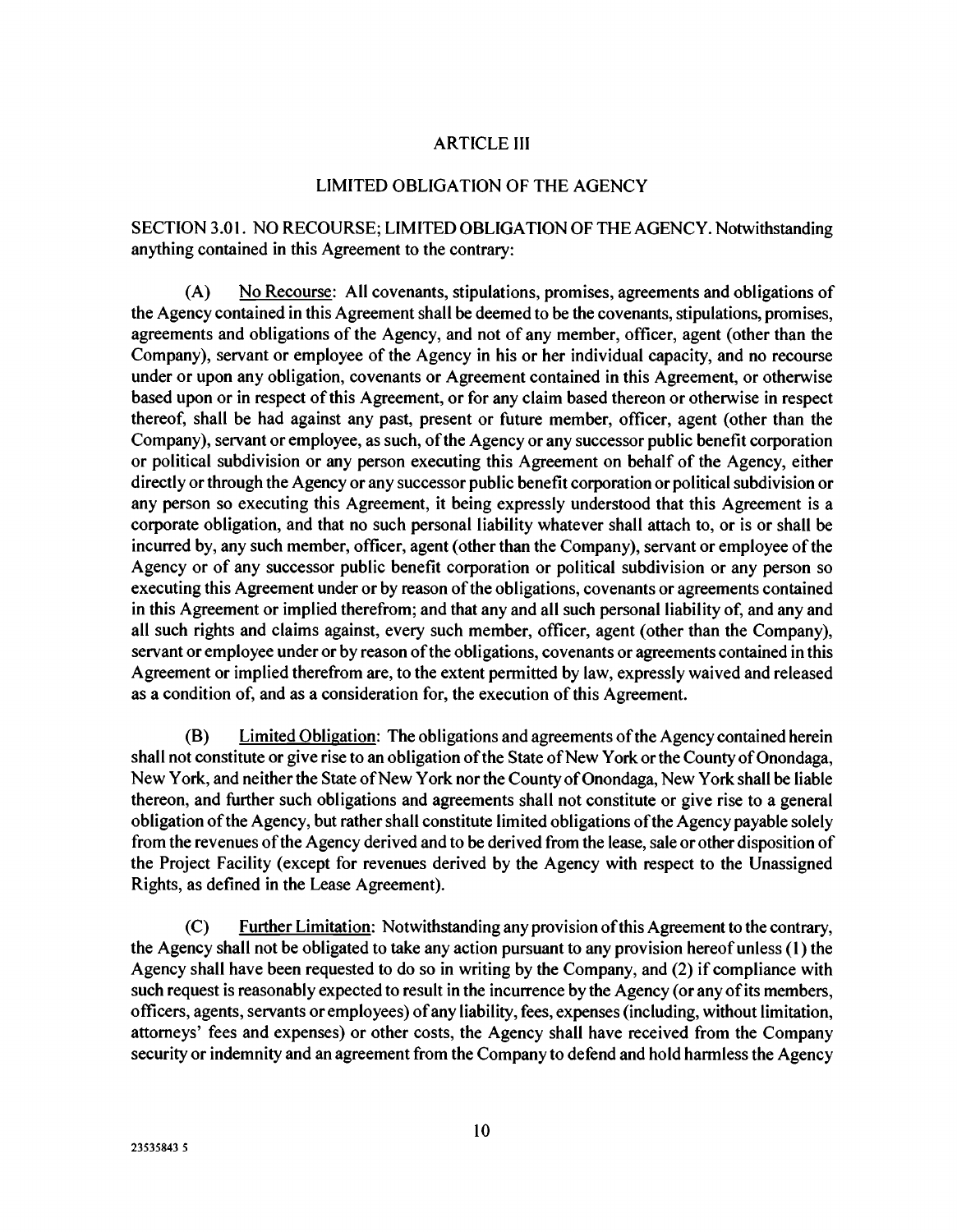## ARTICLE III

## LIMITED OBLIGATION OF THE AGENCY

SECTION 3.01. NO RECOURSE; LIMITED OBLIGATION OF THE AGENCY. Notwithstanding anything contained in this Agreement to the contrary:

(A) No Recourse: All covenants, stipulations, promises, agreements and obligations of the Agency contained in this Agreement shall be deemed to be the covenants, stipulations, promises, agreements and obligations of the Agency, and not of any member, officer, agent (other than the Company), servant or employee of the Agency in his or her individual capacity, and no recourse under or upon any obligation, covenants or Agreement contained in this Agreement, or otherwise based upon or in respect of this Agreement, or for any claim based thereon or otherwise in respect thereof, shall be had against any past, present or future member, officer, agent (other than the Company), servant or employee, as such, of the Agency or any successor public benefit corporation or political subdivision or any person executing this Agreement on behalf of the Agency, either directly or through the Agency or any successor public benefit corporation or political subdivision or any person so executing this Agreement, it being expressly understood that this Agreement is a corporate obligation, and that no such personal liability whatever shall attach to, or is or shall be incurred by, any such member, officer, agent (other than the Company), servant or employee of the Agency or of any successor public benefit corporation or political subdivision or any person so executing this Agreement under or by reason of the obligations, covenants or agreements contained in this Agreement or implied therefrom; and that any and all such personal liability of, and any and all such rights and claims against, every such member, officer, agent (other than the Company), servant or employee under or by reason of the obligations, covenants or agreements contained in this Agreement or implied therefrom are, to the extent permitted by law, expressly waived and released as a condition of, and as a consideration for, the execution of this Agreement.

(B) Limited Obligation: The obligations and agreements of the Agency contained herein shall not constitute or give rise to an obligation of the State of New York or the County of Onondaga, New York, and neither the State of New York nor the County of Onondaga, New York shall be liable thereon, and further such obligations and agreements shall not constitute or give rise to a general obligation of the Agency, but rather shall constitute limited obligations of the Agency payable solely from the revenues of the Agency derived and to be derived from the lease, sale or other disposition of the Project Facility (except for revenues derived by the Agency with respect to the Unassigned Rights, as defined in the Lease Agreement).

(C) Further Limitation: Notwithstanding any provision of this Agreement to the contrary, the Agency shall not be obligated to take any action pursuant to any provision hereof unless (1) the Agency shall have been requested to do so in writing by the Company, and (2) if compliance with such request is reasonably expected to result in the incurrence by the Agency (or any of its members, officers, agents, servants or employees) of any liability, fees, expenses (including, without limitation, attorneys' fees and expenses) or other costs, the Agency shall have received from the Company security or indemnity and an agreement from the Company to defend and hold harmless the Agency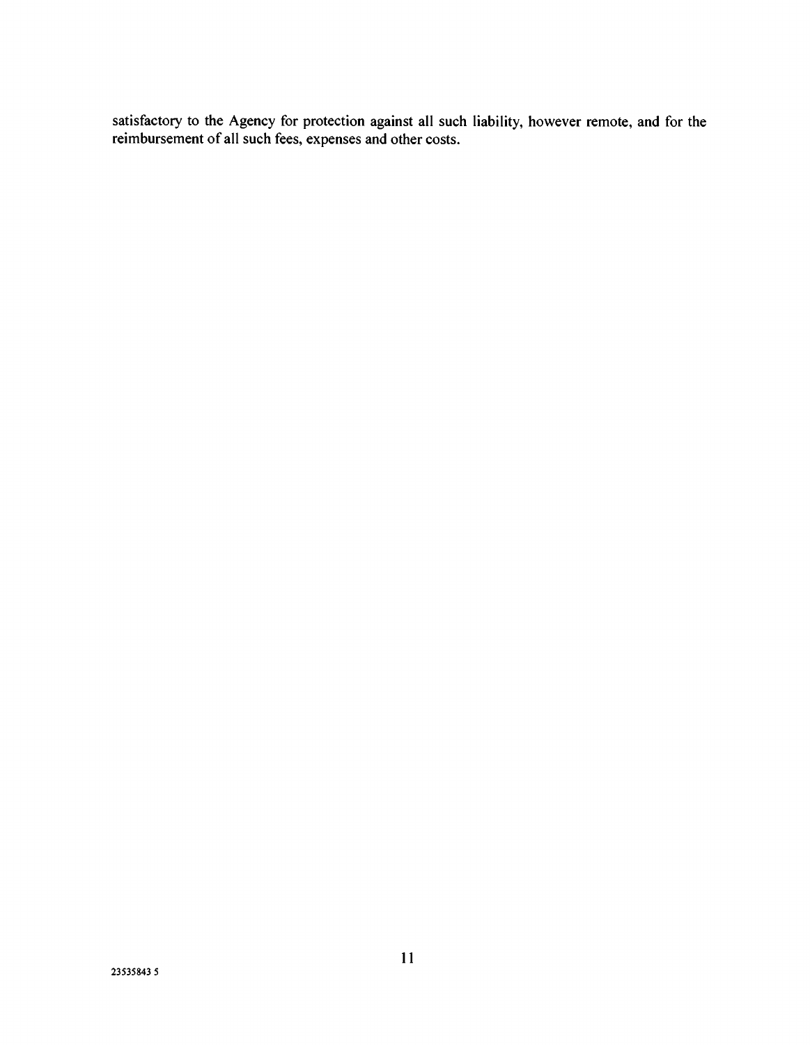satisfactory to the Agency for protection against all such liability, however remote, and for the reimbursement of all such fees, expenses and other costs.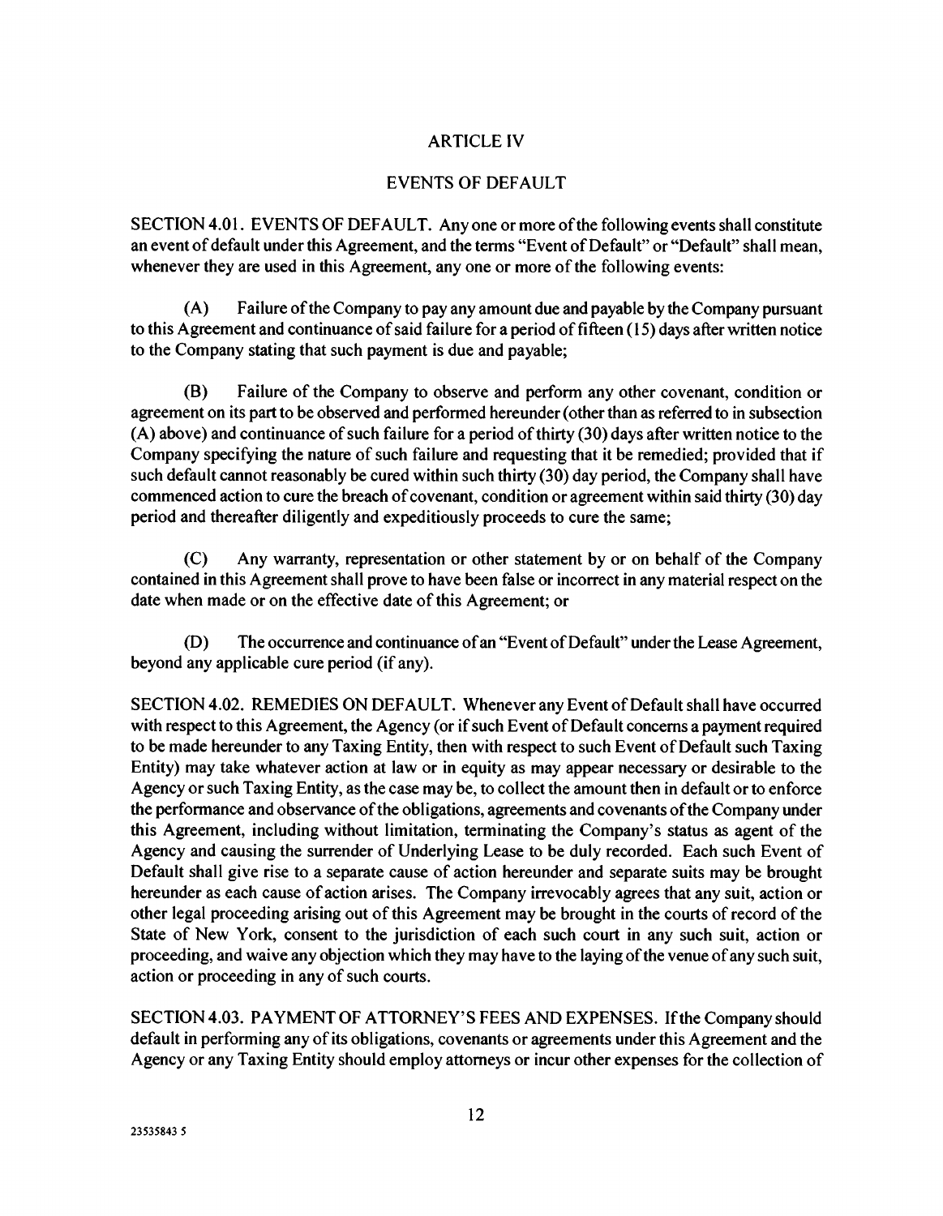## ARTICLE IV

## EVENTS OF DEFAULT

SECTION 4.01. EVENTS OF DEFAULT. Any one or more of the following events shall constitute an event of default under this Agreement, and the terms "Event of Default" or "Default" shall mean, whenever they are used in this Agreement, any one or more of the following events:

(A) Failure of the Company to pay any amount due and payable by the Company pursuant to this Agreement and continuance of said failure for a period of fifteen (15) days after written notice to the Company stating that such payment is due and payable;

(B) Failure of the Company to observe and perform any other covenant, condition or agreement on its part to be observed and performed hereunder (other than as referred to in subsection (A) above) and continuance of such failure for a period of thirty (30) days after written notice to the Company specifying the nature of such failure and requesting that it be remedied; provided that if such default cannot reasonably be cured within such thirty (30) day period, the Company shall have commenced action to cure the breach of covenant, condition or agreement within said thirty (30) day period and thereafter diligently and expeditiously proceeds to cure the same;

(C) Any warranty, representation or other statement by or on behalf of the Company contained in this Agreement shall prove to have been false or incorrect in any material respect on the date when made or on the effective date of this Agreement; or

(D) The occurrence and continuance of an "Event of Default" under the Lease Agreement, beyond any applicable cure period (if any).

SECTION 4.02. REMEDIES ON DEFAULT. Whenever any Event of Default shall have occurred with respect to this Agreement, the Agency (or if such Event of Default concerns a payment required to be made hereunder to any Taxing Entity, then with respect to such Event of Default such Taxing Entity) may take whatever action at law or in equity as may appear necessary or desirable to the Agency or such Taxing Entity, as the case may be, to collect the amount then in default or to enforce the performance and observance of the obligations, agreements and covenants of the Company under this Agreement, including without limitation, terminating the Company's status as agent of the Agency and causing the surrender of Underlying Lease to be duly recorded. Each such Event of Default shall give rise to a separate cause of action hereunder and separate suits may be brought hereunder as each cause of action arises. The Company irrevocably agrees that any suit, action or other legal proceeding arising out of this Agreement may be brought in the courts of record of the State of New York, consent to the jurisdiction of each such court in any such suit, action or proceeding, and waive any objection which they may have to the laying of the venue of any such suit, action or proceeding in any of such courts.

SECTION 4.03. PAYMENT OF ATTORNEY'S FEES AND EXPENSES. If the Company should default in performing any of its obligations, covenants or agreements under this Agreement and the Agency or any Taxing Entity should employ attorneys or incur other expenses for the collection of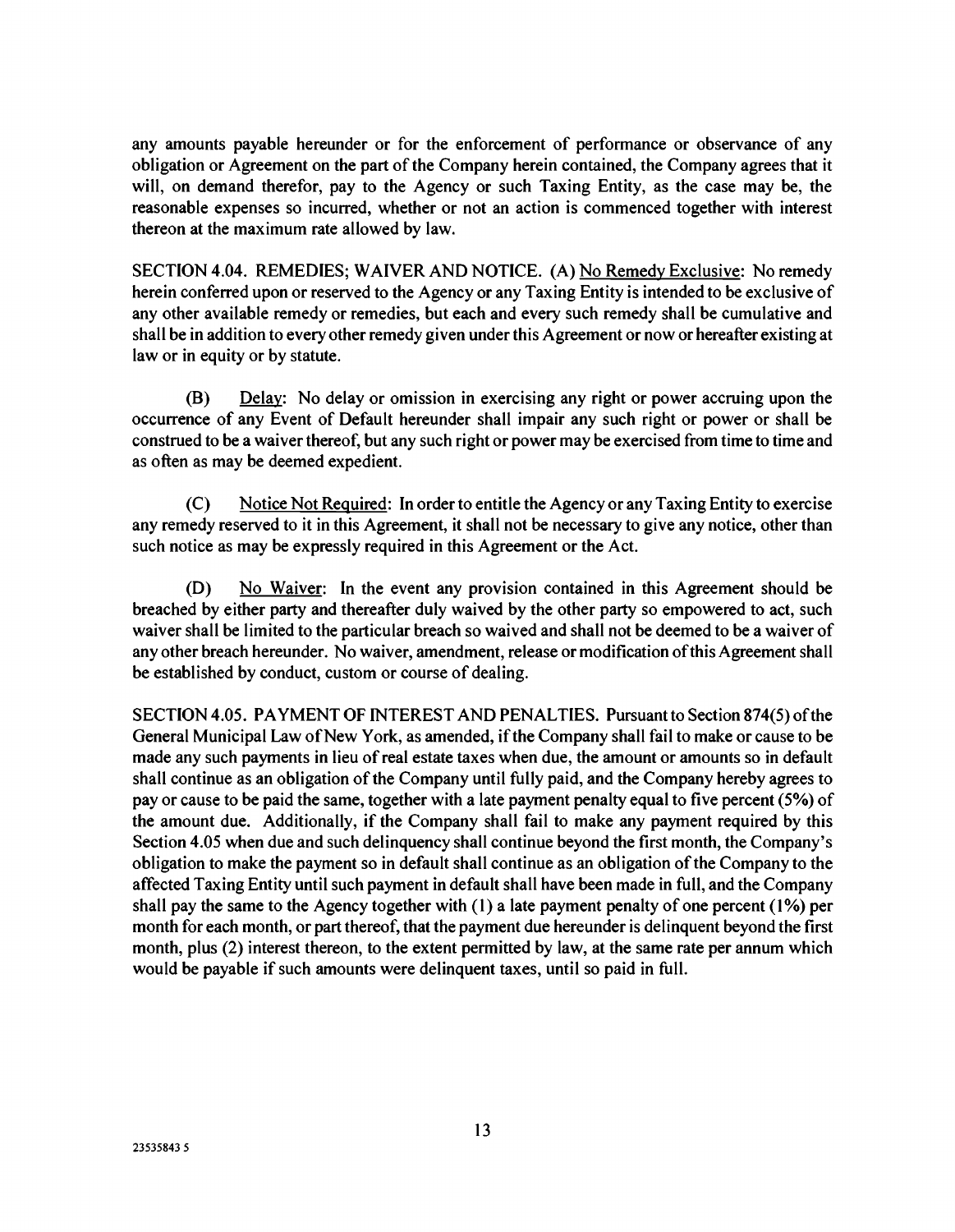any amounts payable hereunder or for the enforcement of performance or observance of any obligation or Agreement on the part of the Company herein contained, the Company agrees that it will, on demand therefor, pay to the Agency or such Taxing Entity, as the case may be, the reasonable expenses so incurred, whether or not an action is commenced together with interest thereon at the maximum rate allowed by law.

SECTION 4.04. REMEDIES; WAIVER AND NOTICE. (A) No Remedy Exclusive: No remedy herein conferred upon or reserved to the Agency or any Taxing Entity is intended to be exclusive of any other available remedy or remedies, but each and every such remedy shall be cumulative and shall be in addition to every other remedy given under this Agreement or now or hereafter existing at law or in equity or by statute.

(B) Delay: No delay or omission in exercising any right or power accruing upon the occurrence of any Event of Default hereunder shall impair any such right or power or shall be construed to be a waiver thereof, but any such right or power may be exercised from time to time and as often as may be deemed expedient.

(C) Notice Not Required: In order to entitle the Agency or any Taxing Entity to exercise any remedy reserved to it in this Agreement, it shall not be necessary to give any notice, other than such notice as may be expressly required in this Agreement or the Act.

(D) No Waiver: In the event any provision contained in this Agreement should be breached by either party and thereafter duly waived by the other party so empowered to act, such waiver shall be limited to the particular breach so waived and shall not be deemed to be a waiver of any other breach hereunder. No waiver, amendment, release or modification of this Agreement shall be established by conduct, custom or course of dealing.

SECTION 4.05. PAYMENT OF INTEREST AND PENALTIES. Pursuant to Section 874(5) of the General Municipal Law of New York, as amended, if the Company shall fail to make or cause to be made any such payments in lieu of real estate taxes when due, the amount or amounts so in default shall continue as an obligation of the Company until fully paid, and the Company hereby agrees to pay or cause to be paid the same, together with a late payment penalty equal to five percent (5%) of the amount due. Additionally, if the Company shall fail to make any payment required by this Section 4.05 when due and such delinquency shall continue beyond the first month, the Company's obligation to make the payment so in default shall continue as an obligation of the Company to the affected Taxing Entity until such payment in default shall have been made in full, and the Company shall pay the same to the Agency together with (1) a late payment penalty of one percent (1%) per month for each month, or part thereof, that the payment due hereunder is delinquent beyond the first month, plus (2) interest thereon, to the extent permitted by law, at the same rate per annum which would be payable if such amounts were delinquent taxes, until so paid in full.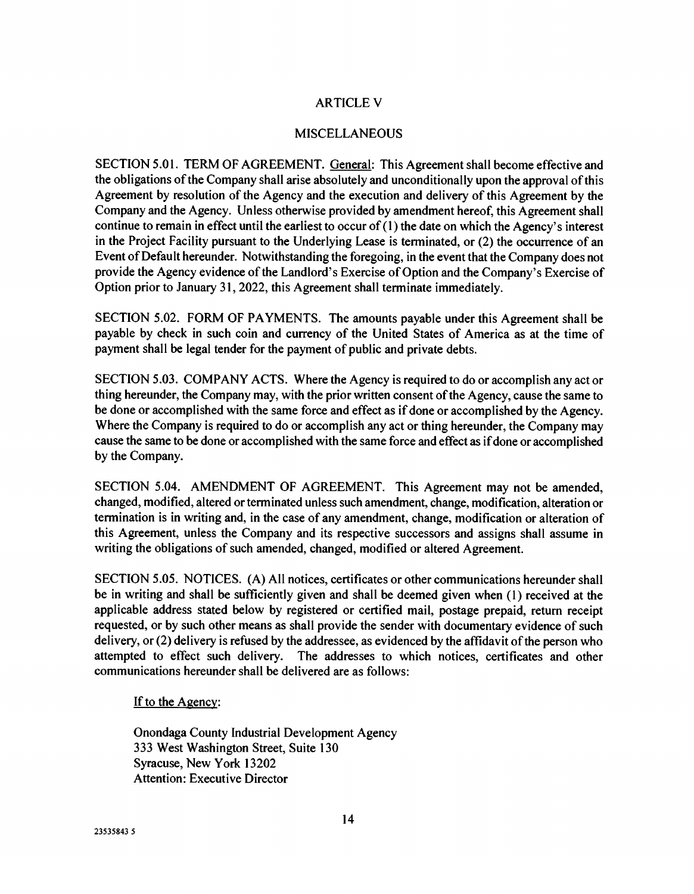## ARTICLE V

## MISCELLANEOUS

SECTION 5.01. TERM OF AGREEMENT. General: This Agreement shall become effective and the obligations of the Company shall arise absolutely and unconditionally upon the approval of this Agreement by resolution of the Agency and the execution and delivery of this Agreement by the Company and the Agency. Unless otherwise provided by amendment hereof, this Agreement shall continue to remain in effect until the earliest to occur of (1) the date on which the Agency's interest in the Project Facility pursuant to the Underlying Lease is terminated, or (2) the occurrence of an Event of Default hereunder. Notwithstanding the foregoing, in the event that the Company does not provide the Agency evidence of the Landlord's Exercise of Option and the Company's Exercise of Option prior to January 31, 2022, this Agreement shall terminate immediately.

SECTION 5.02. FORM OF PAYMENTS. The amounts payable under this Agreement shall be payable by check in such coin and currency of the United States of America as at the time of payment shall be legal tender for the payment of public and private debts.

SECTION 5.03. COMPANY ACTS. Where the Agency is required to do or accomplish any act or thing hereunder, the Company may, with the prior written consent of the Agency, cause the same to be done or accomplished with the same force and effect as if done or accomplished by the Agency. Where the Company is required to do or accomplish any act or thing hereunder, the Company may cause the same to be done or accomplished with the same force and effect as if done or accomplished by the Company.

SECTION 5.04. AMENDMENT OF AGREEMENT. This Agreement may not be amended, changed, modified, altered or terminated unless such amendment, change, modification, alteration or termination is in writing and, in the case of any amendment, change, modification or alteration of this Agreement, unless the Company and its respective successors and assigns shall assume in writing the obligations of such amended, changed, modified or altered Agreement.

SECTION 5.05. NOTICES. (A) All notices, certificates or other communications hereunder shall be in writing and shall be sufficiently given and shall be deemed given when (1) received at the applicable address stated below by registered or certified mail, postage prepaid, return receipt requested, or by such other means as shall provide the sender with documentary evidence of such delivery, or (2) delivery is refused by the addressee, as evidenced by the affidavit of the person who attempted to effect such delivery. The addresses to which notices, certificates and other communications hereunder shall be delivered are as follows:

If to the Agency:

Onondaga County Industrial Development Agency
333 West Washington Street, Suite 130
Syracuse, New York 13202
Attention: Executive Director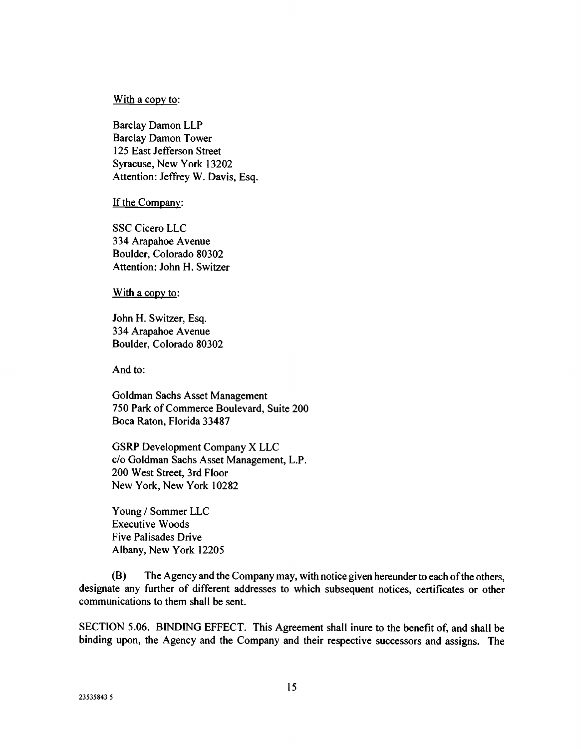With a copy to:

Barclay Damon LLP
Barclay Damon Tower
125 East Jefferson Street
Syracuse, New York 13202
Attention: Jeffrey W. Davis, Esq.

If the Company:

SSC Cicero LLC
334 Arapahoe Avenue
Boulder, Colorado 80302
Attention: John H. Switzer

With a copy to:

John H. Switzer, Esq.
334 Arapahoe Avenue
Boulder, Colorado 80302

And to:

Goldman Sachs Asset Management
750 Park of Commerce Boulevard, Suite 200
Boca Raton, Florida 33487

GSRP Development Company X LLC
c/o Goldman Sachs Asset Management, L.P.
200 West Street, 3rd Floor
New York, New York 10282

Young / Sommer LLC
Executive Woods
Five Palisades Drive
Albany, New York 12205

(B) The Agency and the Company may, with notice given hereunder to each of the others, designate any further of different addresses to which subsequent notices, certificates or other communications to them shall be sent.

SECTION 5.06. BINDING EFFECT. This Agreement shall inure to the benefit of, and shall be binding upon, the Agency and the Company and their respective successors and assigns. The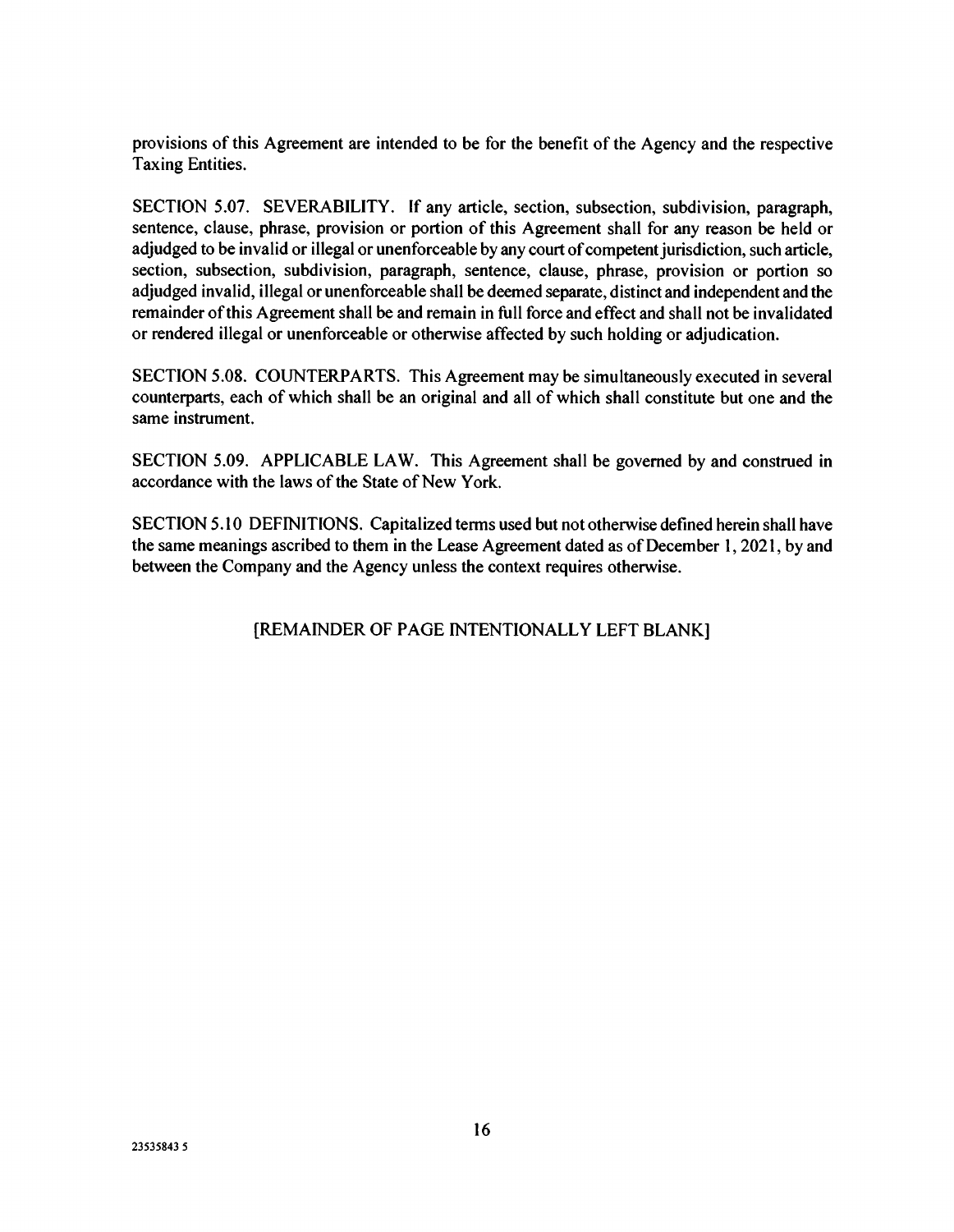provisions of this Agreement are intended to be for the benefit of the Agency and the respective Taxing Entities.

SECTION 5.07. SEVERABILITY. If any article, section, subsection, subdivision, paragraph, sentence, clause, phrase, provision or portion of this Agreement shall for any reason be held or adjudged to be invalid or illegal or unenforceable by any court of competent jurisdiction, such article, section, subsection, subdivision, paragraph, sentence, clause, phrase, provision or portion so adjudged invalid, illegal or unenforceable shall be deemed separate, distinct and independent and the remainder of this Agreement shall be and remain in full force and effect and shall not be invalidated or rendered illegal or unenforceable or otherwise affected by such holding or adjudication.

SECTION 5.08. COUNTERPARTS. This Agreement may be simultaneously executed in several counterparts, each of which shall be an original and all of which shall constitute but one and the same instrument.

SECTION 5.09. APPLICABLE LAW. This Agreement shall be governed by and construed in accordance with the laws of the State of New York.

SECTION 5.10 DEFINITIONS. Capitalized terms used but not otherwise defined herein shall have the same meanings ascribed to them in the Lease Agreement dated as of December 1, 2021, by and between the Company and the Agency unless the context requires otherwise.

[REMAINDER OF PAGE INTENTIONALLY LEFT BLANK]

23535843 5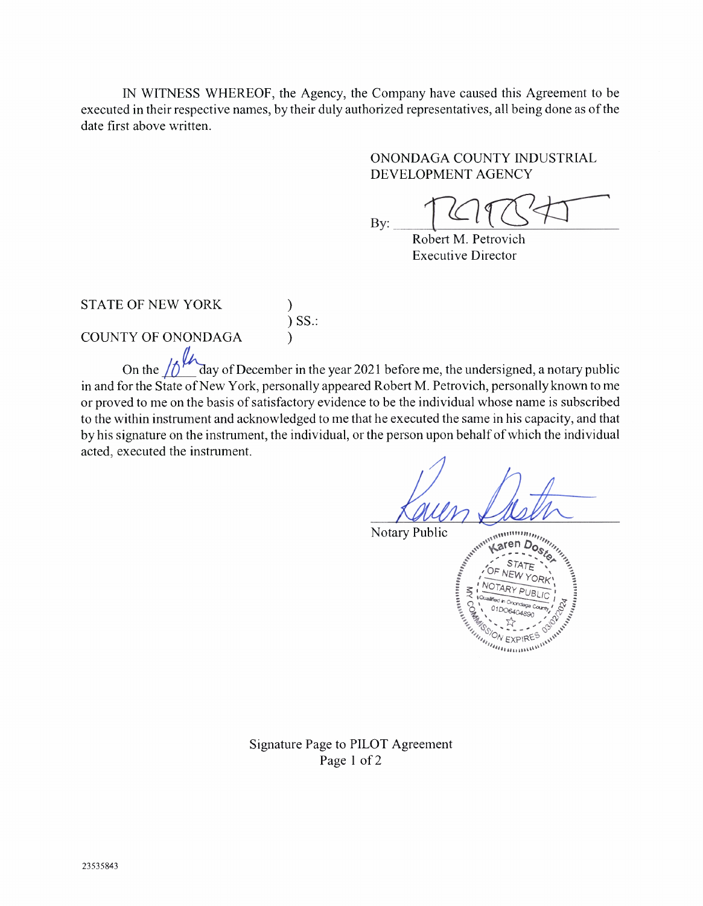IN WITNESS WHEREOF, the Agency, the Company have caused this Agreement to be executed in their respective names, by their duly authorized representatives, all being done as of the date first above written.

ONONDAGA COUNTY INDUSTRIAL DEVELOPMENT AGENCY

By: ______________________________
Robert M. Petrovich
Executive Director

STATE OF NEW YORK )
) SS.:
COUNTY OF ONONDAGA )

On the 10th day of December in the year 2021 before me, the undersigned, a notary public in and for the State of New York, personally appeared Robert M. Petrovich, personally known to me or proved to me on the basis of satisfactory evidence to be the individual whose name is subscribed to the within instrument and acknowledged to me that he executed the same in his capacity, and that by his signature on the instrument, the individual, or the person upon behalf of which the individual acted, executed the instrument.

______________________________
Notary Public

Karen Doster
STATE OF NEW YORK
NOTARY PUBLIC
Qualified in Onondaga County
01DO6404890
MY COMMISSION EXPIRES 03/02/2024

Signature Page to PILOT Agreement
Page 1 of 2

23535843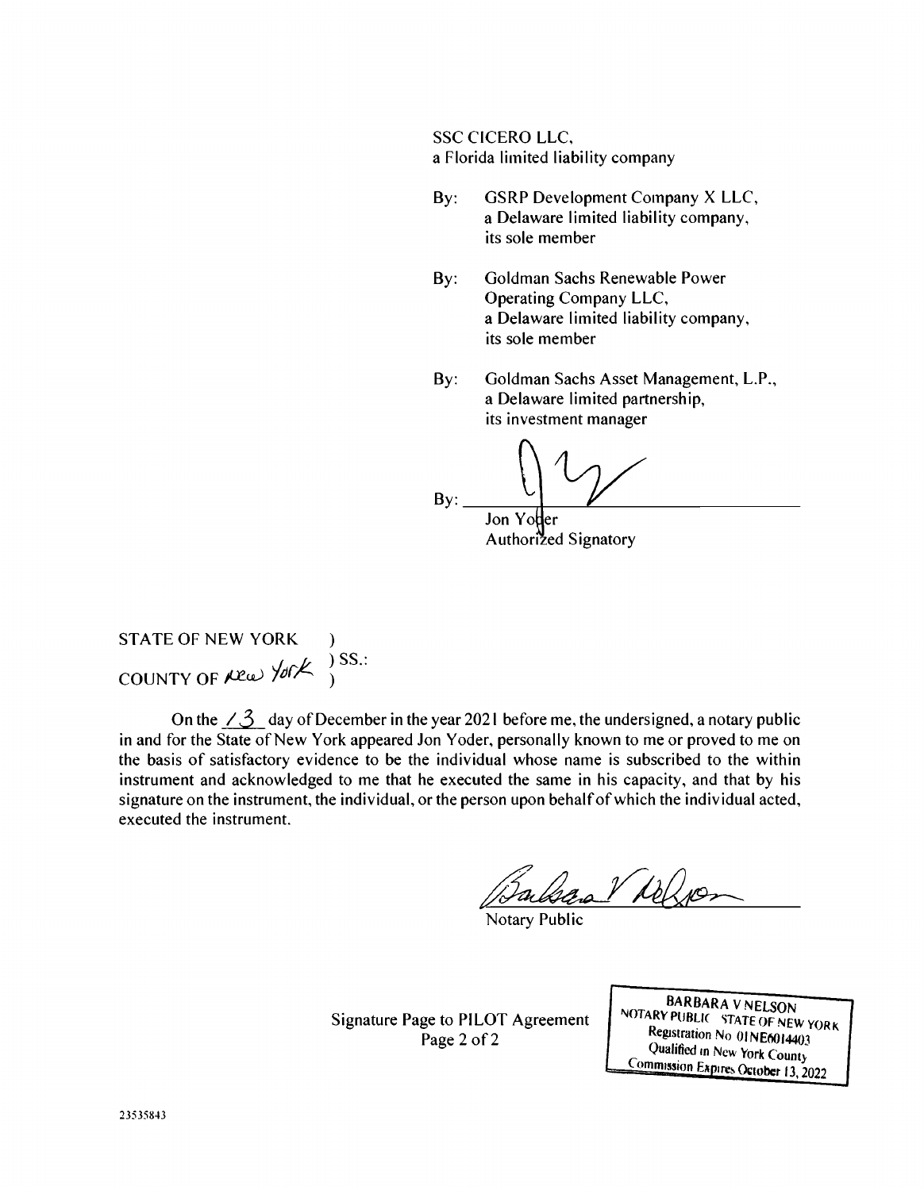SSC CICERO LLC,
a Florida limited liability company

By: GSRP Development Company X LLC,
a Delaware limited liability company,
its sole member

By: Goldman Sachs Renewable Power
Operating Company LLC,
a Delaware limited liability company,
its sole member

By: Goldman Sachs Asset Management, L.P.,
a Delaware limited partnership,
its investment manager

By: ______________________________
Jon Yoder
Authorized Signatory

STATE OF NEW YORK )
) SS.:
COUNTY OF New York )

On the 13 day of December in the year 2021 before me, the undersigned, a notary public in and for the State of New York appeared Jon Yoder, personally known to me or proved to me on the basis of satisfactory evidence to be the individual whose name is subscribed to the within instrument and acknowledged to me that he executed the same in his capacity, and that by his signature on the instrument, the individual, or the person upon behalf of which the individual acted, executed the instrument.

______________________________
Notary Public

BARBARA V NELSON
NOTARY PUBLIC STATE OF NEW YORK
Registration No 01NE6014403
Qualified in New York County
Commission Expires October 13, 2022

Signature Page to PILOT Agreement

23535843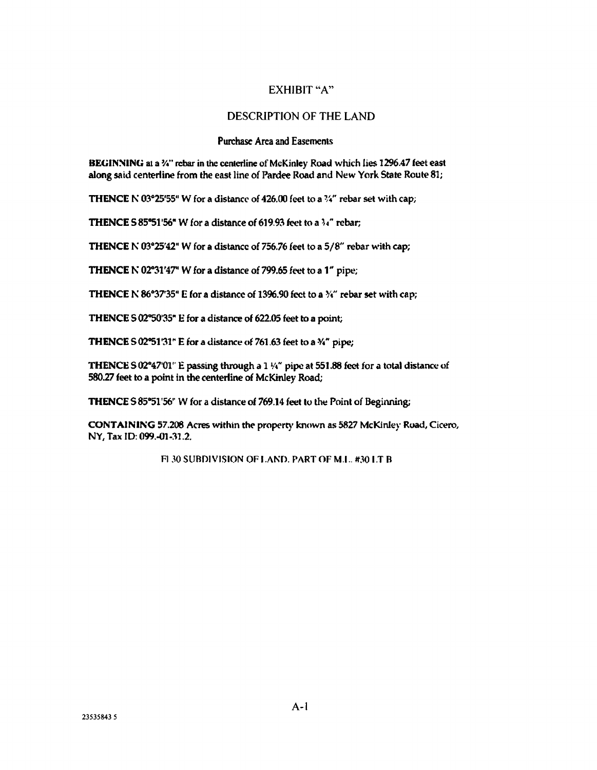# EXHIBIT "A"

## DESCRIPTION OF THE LAND

### Purchase Area and Easements

**BEGINNING** at a ¾" rebar in the centerline of McKinley Road which lies 1296.47 feet east along said centerline from the east line of Pardee Road and New York State Route 81;

**THENCE** N 03°25'55" W for a distance of 426.00 feet to a ¾" rebar set with cap;

**THENCE** S 85°51'56" W for a distance of 619.93 feet to a ¾" rebar;

**THENCE** N 03°25'42" W for a distance of 756.76 feet to a 5/8" rebar with cap;

**THENCE** N 02°31'47" W for a distance of 799.65 feet to a 1" pipe;

**THENCE** N 86°37'35" E for a distance of 1396.90 feet to a ¾" rebar set with cap;

**THENCE** S 02°50'35" E for a distance of 622.05 feet to a point;

**THENCE** S 02°51'31" E for a distance of 761.63 feet to a ¾" pipe;

**THENCE** S 02°47'01" E passing through a 1 ¼" pipe at 551.88 feet for a total distance of 580.27 feet to a point in the centerline of McKinley Road;

**THENCE** S 85°51'56" W for a distance of 769.14 feet to the Point of Beginning;

**CONTAINING** 57.208 Acres within the property known as 5827 McKinley Road, Cicero, NY, Tax ID: 099.-01-31.2.

FI 30 SUBDIVISION OF LAND, PART OF M.L. #30 LT B

A-1

23535843 5